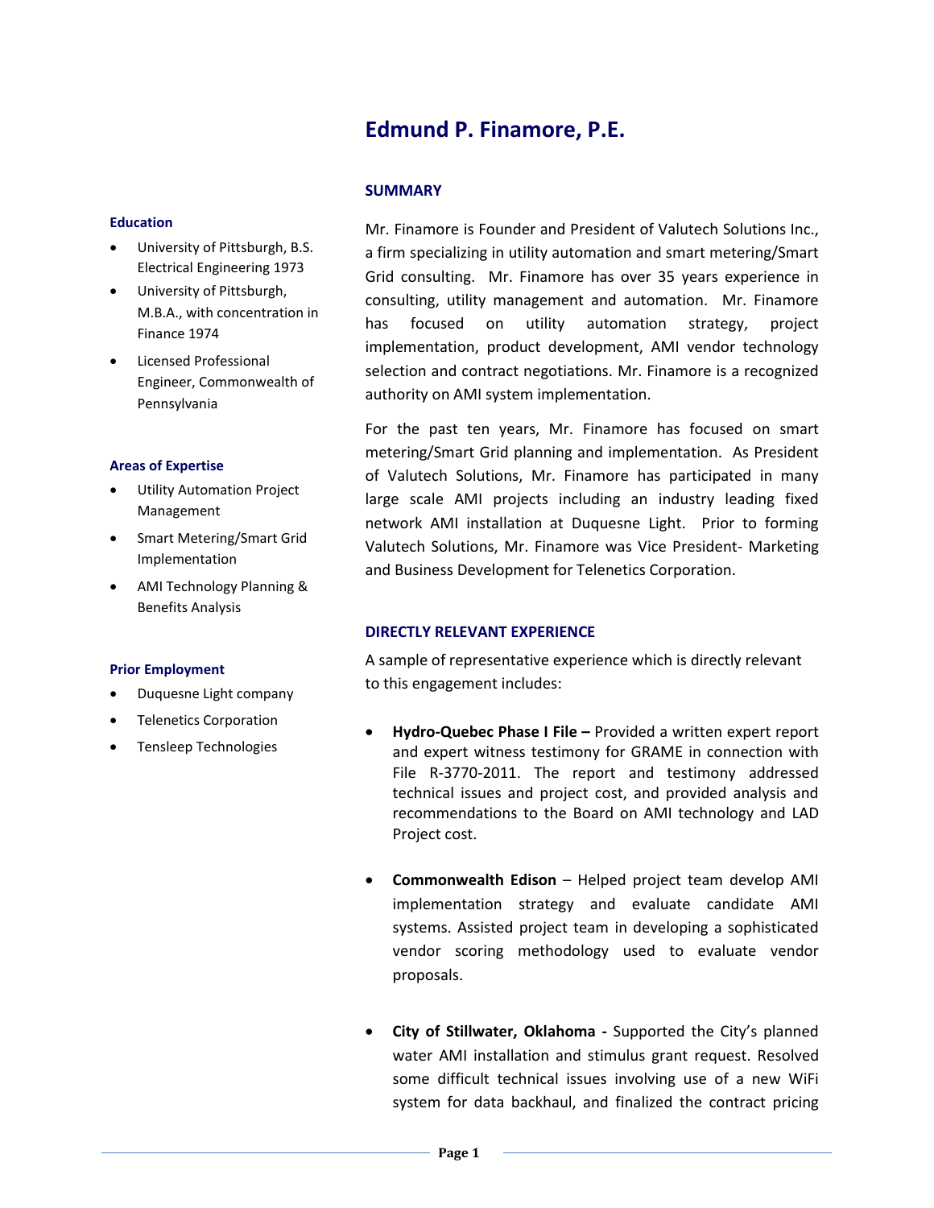# Edmund P. Finamore, P.E.

### Education

- University of Pittsburgh, B.S. Electrical Engineering 1973
- University of Pittsburgh, M.B.A., with concentration in Finance 1974
- Licensed Professional Engineer, Commonwealth of Pennsylvania

### Areas of Expertise

- Utility Automation Project Management
- Smart Metering/Smart Grid Implementation
- AMI Technology Planning & Benefits Analysis

### Prior Employment

- Duquesne Light company
- Telenetics Corporation
- Tensleep Technologies

## SUMMARY

Mr. Finamore is Founder and President of Valutech Solutions Inc., a firm specializing in utility automation and smart metering/Smart Grid consulting. Mr. Finamore has over 35 years experience in consulting, utility management and automation. Mr. Finamore has focused on utility automation strategy, project implementation, product development, AMI vendor technology selection and contract negotiations. Mr. Finamore is a recognized authority on AMI system implementation.

For the past ten years, Mr. Finamore has focused on smart metering/Smart Grid planning and implementation. As President of Valutech Solutions, Mr. Finamore has participated in many large scale AMI projects including an industry leading fixed network AMI installation at Duquesne Light. Prior to forming Valutech Solutions, Mr. Finamore was Vice President- Marketing and Business Development for Telenetics Corporation.

## DIRECTLY RELEVANT EXPERIENCE

A sample of representative experience which is directly relevant to this engagement includes:

- **Hydro-Quebec Phase I File –** Provided a written expert report and expert witness testimony for GRAME in connection with File R-3770-2011. The report and testimony addressed technical issues and project cost, and provided analysis and recommendations to the Board on AMI technology and LAD Project cost.

- **Commonwealth Edison** – Helped project team develop AMI implementation strategy and evaluate candidate AMI systems. Assisted project team in developing a sophisticated vendor scoring methodology used to evaluate vendor proposals.

- **City of Stillwater, Oklahoma -** Supported the City's planned water AMI installation and stimulus grant request. Resolved some difficult technical issues involving use of a new WiFi system for data backhaul, and finalized the contract pricing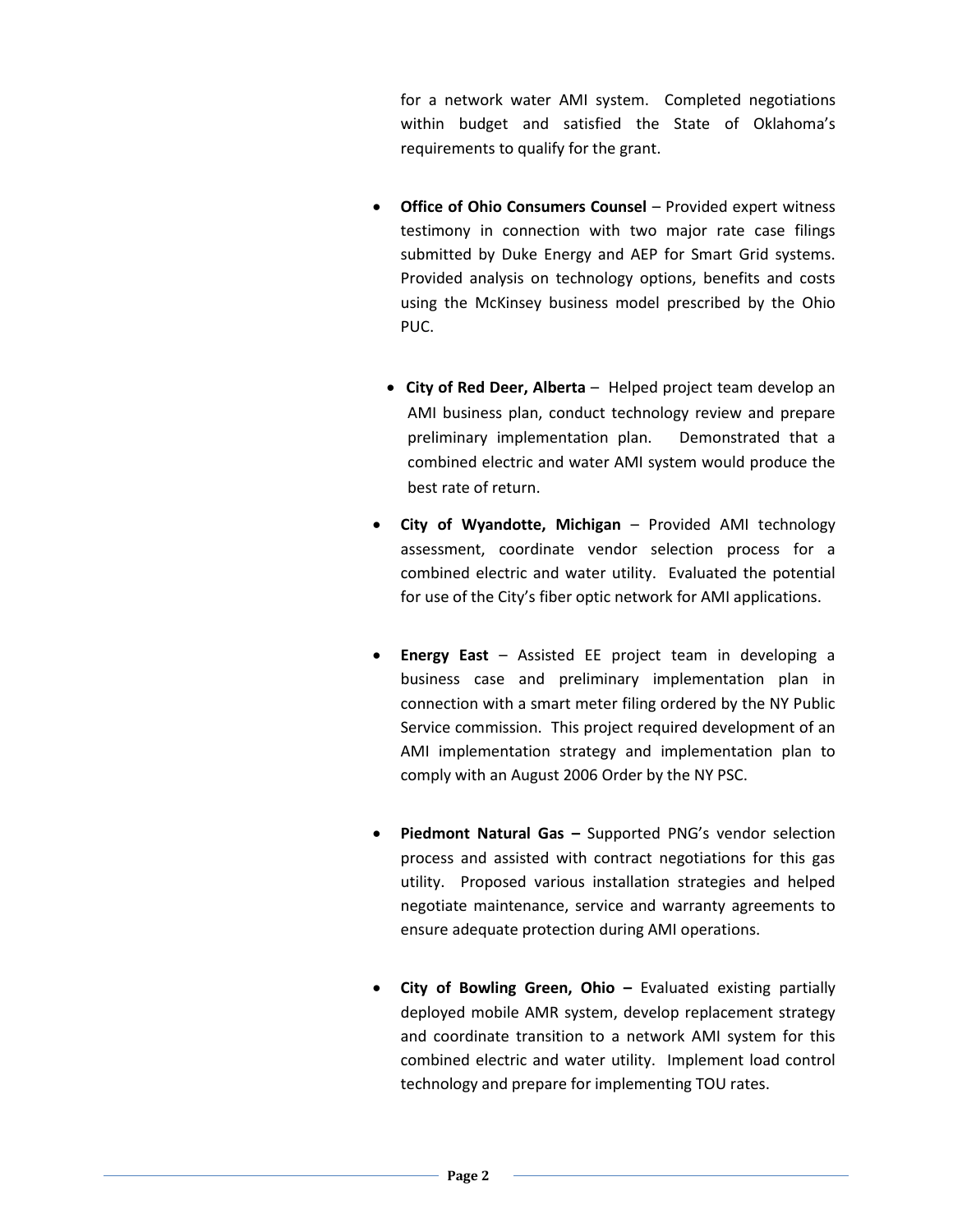for a network water AMI system. Completed negotiations within budget and satisfied the State of Oklahoma's requirements to qualify for the grant.

- **Office of Ohio Consumers Counsel** – Provided expert witness testimony in connection with two major rate case filings submitted by Duke Energy and AEP for Smart Grid systems. Provided analysis on technology options, benefits and costs using the McKinsey business model prescribed by the Ohio PUC.

- **City of Red Deer, Alberta** – Helped project team develop an AMI business plan, conduct technology review and prepare preliminary implementation plan. Demonstrated that a combined electric and water AMI system would produce the best rate of return.

- **City of Wyandotte, Michigan** – Provided AMI technology assessment, coordinate vendor selection process for a combined electric and water utility. Evaluated the potential for use of the City's fiber optic network for AMI applications.

- **Energy East** – Assisted EE project team in developing a business case and preliminary implementation plan in connection with a smart meter filing ordered by the NY Public Service commission. This project required development of an AMI implementation strategy and implementation plan to comply with an August 2006 Order by the NY PSC.

- **Piedmont Natural Gas –** Supported PNG's vendor selection process and assisted with contract negotiations for this gas utility. Proposed various installation strategies and helped negotiate maintenance, service and warranty agreements to ensure adequate protection during AMI operations.

- **City of Bowling Green, Ohio –** Evaluated existing partially deployed mobile AMR system, develop replacement strategy and coordinate transition to a network AMI system for this combined electric and water utility. Implement load control technology and prepare for implementing TOU rates.